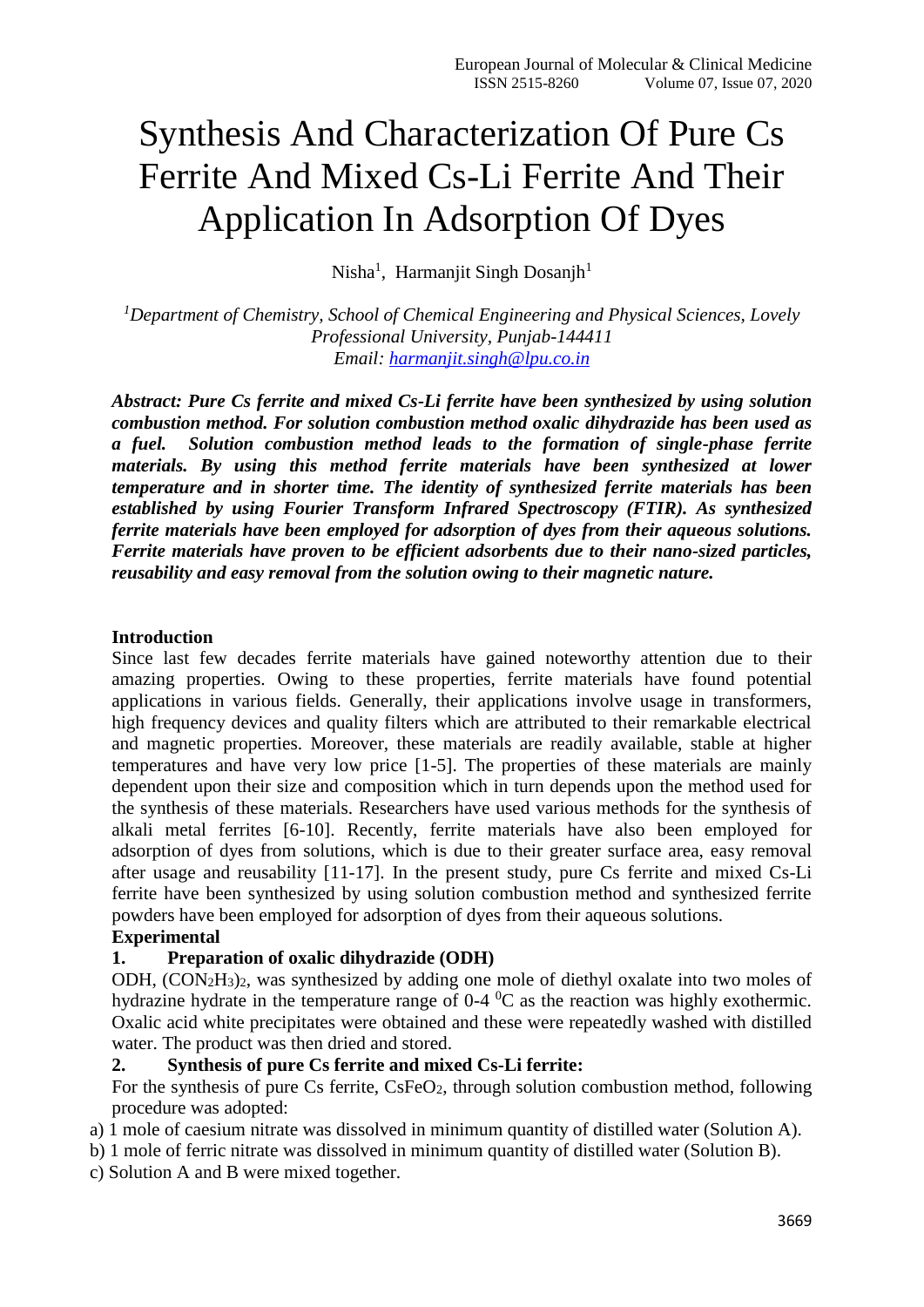# Synthesis And Characterization Of Pure Cs Ferrite And Mixed Cs-Li Ferrite And Their Application In Adsorption Of Dyes

Nisha[1], Harmanjit Singh Dosanjh[1]

*[1]Department of Chemistry, School of Chemical Engineering and Physical Sciences, Lovely Professional University, Punjab-144411*
*Email: harmanjit.singh@lpu.co.in*

***Abstract: Pure Cs ferrite and mixed Cs-Li ferrite have been synthesized by using solution combustion method. For solution combustion method oxalic dihydrazide has been used as a fuel. Solution combustion method leads to the formation of single-phase ferrite materials. By using this method ferrite materials have been synthesized at lower temperature and in shorter time. The identity of synthesized ferrite materials has been established by using Fourier Transform Infrared Spectroscopy (FTIR). As synthesized ferrite materials have been employed for adsorption of dyes from their aqueous solutions. Ferrite materials have proven to be efficient adsorbents due to their nano-sized particles, reusability and easy removal from the solution owing to their magnetic nature.***

## Introduction

Since last few decades ferrite materials have gained noteworthy attention due to their amazing properties. Owing to these properties, ferrite materials have found potential applications in various fields. Generally, their applications involve usage in transformers, high frequency devices and quality filters which are attributed to their remarkable electrical and magnetic properties. Moreover, these materials are readily available, stable at higher temperatures and have very low price [1-5]. The properties of these materials are mainly dependent upon their size and composition which in turn depends upon the method used for the synthesis of these materials. Researchers have used various methods for the synthesis of alkali metal ferrites [6-10]. Recently, ferrite materials have also been employed for adsorption of dyes from solutions, which is due to their greater surface area, easy removal after usage and reusability [11-17]. In the present study, pure Cs ferrite and mixed Cs-Li ferrite have been synthesized by using solution combustion method and synthesized ferrite powders have been employed for adsorption of dyes from their aqueous solutions.

## Experimental

### 1. Preparation of oxalic dihydrazide (ODH)

ODH, $(CON_2H_3)_2$, was synthesized by adding one mole of diethyl oxalate into two moles of hydrazine hydrate in the temperature range of 0-4 $^0$C as the reaction was highly exothermic. Oxalic acid white precipitates were obtained and these were repeatedly washed with distilled water. The product was then dried and stored.

### 2. Synthesis of pure Cs ferrite and mixed Cs-Li ferrite:

For the synthesis of pure Cs ferrite, $CsFeO_2$, through solution combustion method, following procedure was adopted:

a) 1 mole of caesium nitrate was dissolved in minimum quantity of distilled water (Solution A).
b) 1 mole of ferric nitrate was dissolved in minimum quantity of distilled water (Solution B).
c) Solution A and B were mixed together.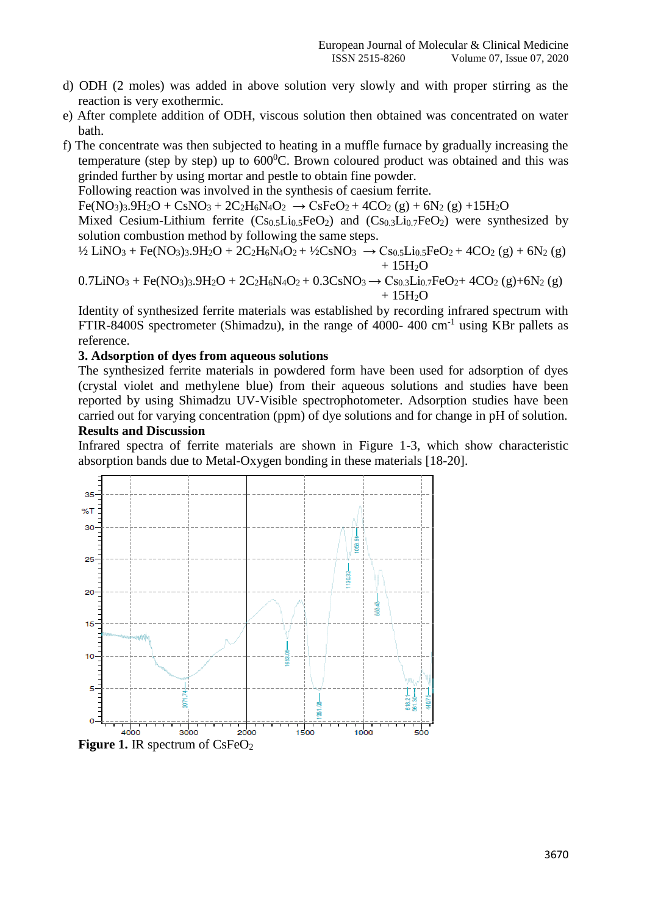d) ODH (2 moles) was added in above solution very slowly and with proper stirring as the reaction is very exothermic.

e) After complete addition of ODH, viscous solution then obtained was concentrated on water bath.

f) The concentrate was then subjected to heating in a muffle furnace by gradually increasing the temperature (step by step) up to $600^0$C. Brown coloured product was obtained and this was grinded further by using mortar and pestle to obtain fine powder.

Following reaction was involved in the synthesis of caesium ferrite.

$$Fe(NO_3)_3.9H_2O + CsNO_3 + 2C_2H_6N_4O_2 \rightarrow CsFeO_2 + 4CO_2 (g) + 6N_2 (g) + 15H_2O$$

Mixed Cesium-Lithium ferrite ($Cs_{0.5}Li_{0.5}FeO_2$) and ($Cs_{0.3}Li_{0.7}FeO_2$) were synthesized by solution combustion method by following the same steps.

$$½ LiNO_3 + Fe(NO_3)_3.9H_2O + 2C_2H_6N_4O_2 + ½CsNO_3 \rightarrow Cs_{0.5}Li_{0.5}FeO_2 + 4CO_2 (g) + 6N_2 (g) + 15H_2O$$

$$0.7LiNO_3 + Fe(NO_3)_3.9H_2O + 2C_2H_6N_4O_2 + 0.3CsNO_3 \rightarrow Cs_{0.3}Li_{0.7}FeO_2 + 4CO_2 (g) + 6N_2 (g) + 15H_2O$$

Identity of synthesized ferrite materials was established by recording infrared spectrum with FTIR-8400S spectrometer (Shimadzu), in the range of 4000- 400 $cm^{-1}$ using KBr pallets as reference.

**3. Adsorption of dyes from aqueous solutions**

The synthesized ferrite materials in powdered form have been used for adsorption of dyes (crystal violet and methylene blue) from their aqueous solutions and studies have been reported by using Shimadzu UV-Visible spectrophotometer. Adsorption studies have been carried out for varying concentration (ppm) of dye solutions and for change in pH of solution.

**Results and Discussion**

Infrared spectra of ferrite materials are shown in Figure 1-3, which show characteristic absorption bands due to Metal-Oxygen bonding in these materials [18-20].

**Figure 1.** IR spectrum of $CsFeO_2$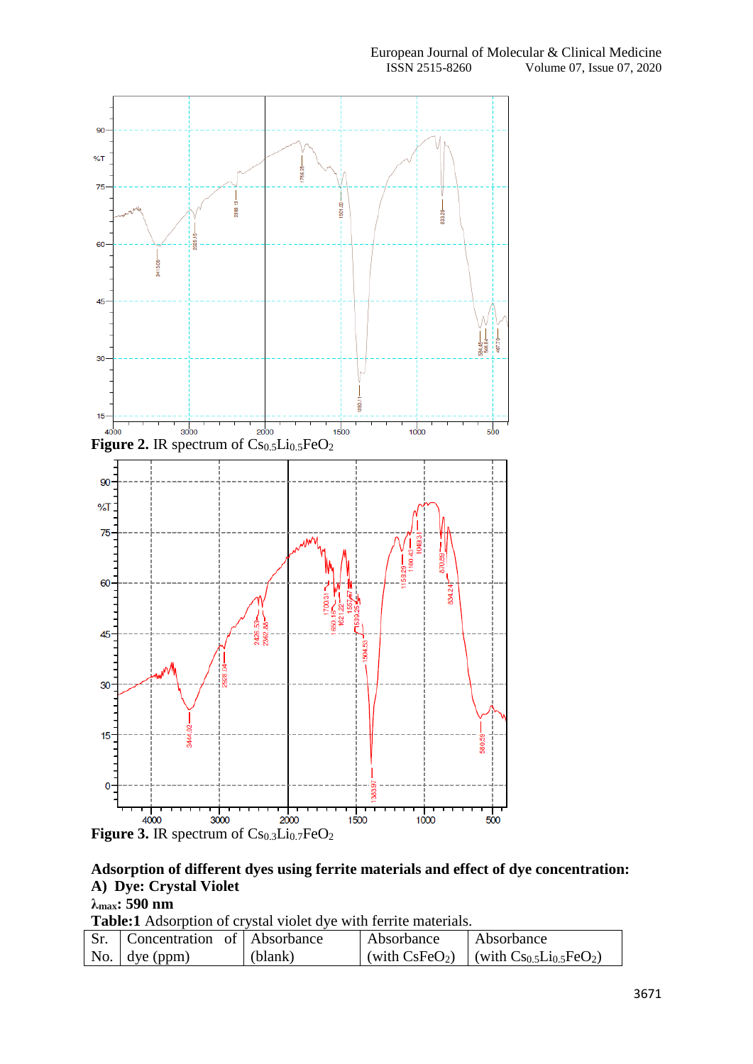**Figure 2.** IR spectrum of $Cs_{0.5}Li_{0.5}FeO_2$

**Figure 3.** IR spectrum of $Cs_{0.3}Li_{0.7}FeO_2$

**Adsorption of different dyes using ferrite materials and effect of dye concentration:**

**A) Dye: Crystal Violet**

**$\lambda_{max}$: 590 nm**

**Table:1** Adsorption of crystal violet dye with ferrite materials.

| Sr. No. | Concentration of dye (ppm) | Absorbance (blank) | Absorbance (with $CsFeO_2$) | Absorbance (with $Cs_{0.5}Li_{0.5}FeO_2$) |
|---|---|---|---|---|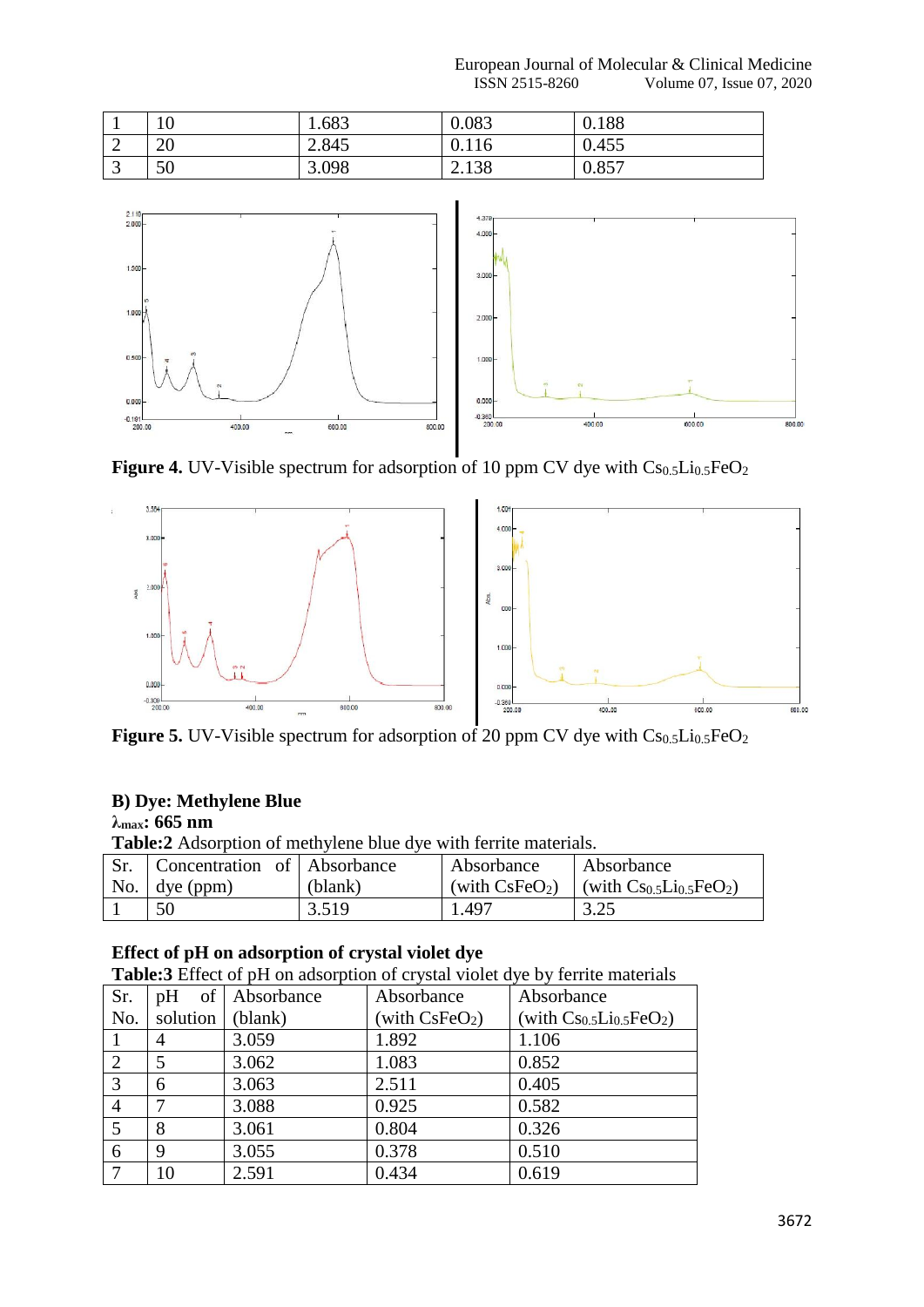| 1 | 10 | 1.683 | 0.083 | 0.188 |
|---|---|---|---|---|
| 2 | 20 | 2.845 | 0.116 | 0.455 |
| 3 | 50 | 3.098 | 2.138 | 0.857 |

**Figure 4.** UV-Visible spectrum for adsorption of 10 ppm CV dye with $Cs_{0.5}Li_{0.5}FeO_2$

**Figure 5.** UV-Visible spectrum for adsorption of 20 ppm CV dye with $Cs_{0.5}Li_{0.5}FeO_2$

**B) Dye: Methylene Blue**

**$\lambda_{max}$: 665 nm**

**Table:2** Adsorption of methylene blue dye with ferrite materials.

| Sr. No. | Concentration of dye (ppm) | Absorbance (blank) | Absorbance (with $CsFeO_2$) | Absorbance (with $Cs_{0.5}Li_{0.5}FeO_2$) |
|---|---|---|---|---|
| 1 | 50 | 3.519 | 1.497 | 3.25 |

**Effect of pH on adsorption of crystal violet dye**

**Table:3** Effect of pH on adsorption of crystal violet dye by ferrite materials

| Sr. No. | pH of solution | Absorbance (blank) | Absorbance (with $CsFeO_2$) | Absorbance (with $Cs_{0.5}Li_{0.5}FeO_2$) |
|---|---|---|---|---|
| 1 | 4 | 3.059 | 1.892 | 1.106 |
| 2 | 5 | 3.062 | 1.083 | 0.852 |
| 3 | 6 | 3.063 | 2.511 | 0.405 |
| 4 | 7 | 3.088 | 0.925 | 0.582 |
| 5 | 8 | 3.061 | 0.804 | 0.326 |
| 6 | 9 | 3.055 | 0.378 | 0.510 |
| 7 | 10 | 2.591 | 0.434 | 0.619 |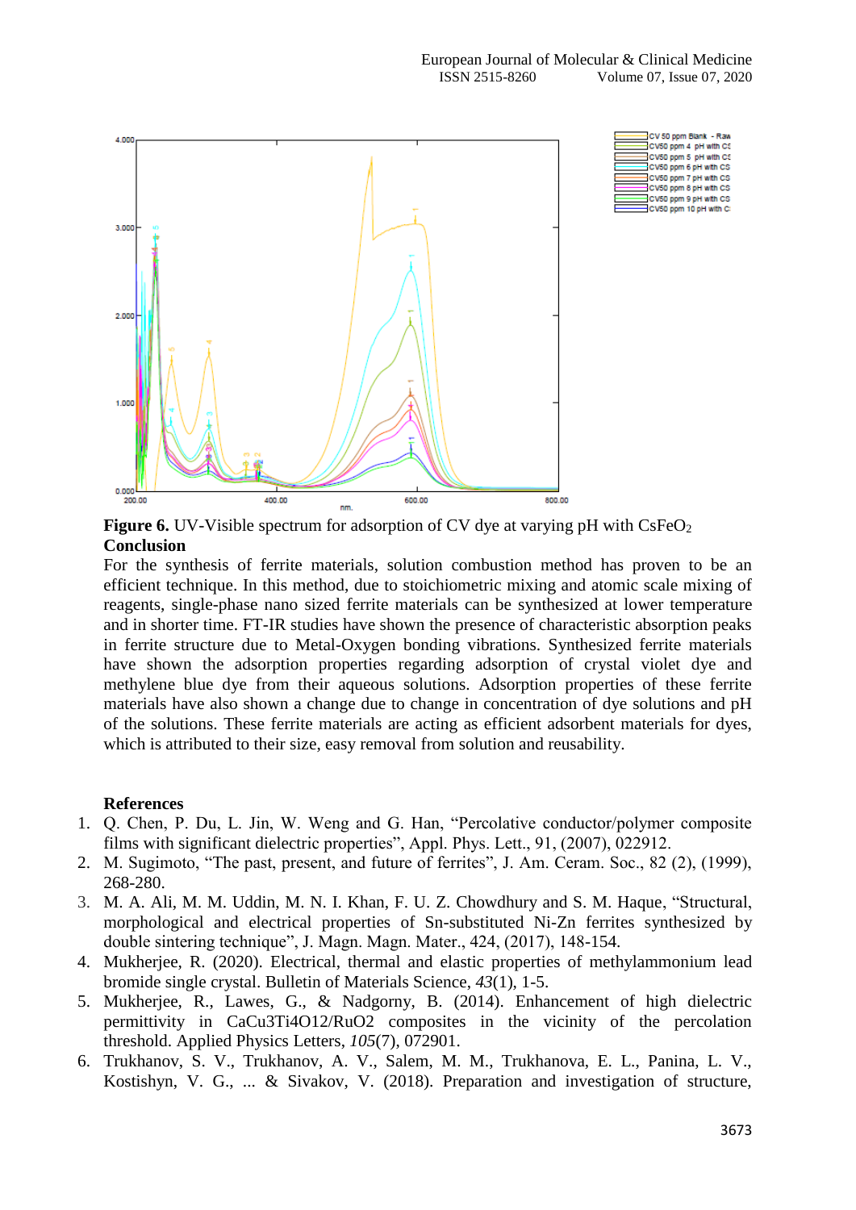**Figure 6.** UV-Visible spectrum for adsorption of CV dye at varying pH with $CsFeO_2$

**Conclusion**

For the synthesis of ferrite materials, solution combustion method has proven to be an efficient technique. In this method, due to stoichiometric mixing and atomic scale mixing of reagents, single-phase nano sized ferrite materials can be synthesized at lower temperature and in shorter time. FT-IR studies have shown the presence of characteristic absorption peaks in ferrite structure due to Metal-Oxygen bonding vibrations. Synthesized ferrite materials have shown the adsorption properties regarding adsorption of crystal violet dye and methylene blue dye from their aqueous solutions. Adsorption properties of these ferrite materials have also shown a change due to change in concentration of dye solutions and pH of the solutions. These ferrite materials are acting as efficient adsorbent materials for dyes, which is attributed to their size, easy removal from solution and reusability.

**References**

1. Q. Chen, P. Du, L. Jin, W. Weng and G. Han, "Percolative conductor/polymer composite films with significant dielectric properties", Appl. Phys. Lett., 91, (2007), 022912.
2. M. Sugimoto, "The past, present, and future of ferrites", J. Am. Ceram. Soc., 82 (2), (1999), 268-280.
3. M. A. Ali, M. M. Uddin, M. N. I. Khan, F. U. Z. Chowdhury and S. M. Haque, "Structural, morphological and electrical properties of Sn-substituted Ni-Zn ferrites synthesized by double sintering technique", J. Magn. Magn. Mater., 424, (2017), 148-154.
4. Mukherjee, R. (2020). Electrical, thermal and elastic properties of methylammonium lead bromide single crystal. Bulletin of Materials Science, *43*(1), 1-5.
5. Mukherjee, R., Lawes, G., & Nadgorny, B. (2014). Enhancement of high dielectric permittivity in CaCu3Ti4O12/RuO2 composites in the vicinity of the percolation threshold. Applied Physics Letters, *105*(7), 072901.
6. Trukhanov, S. V., Trukhanov, A. V., Salem, M. M., Trukhanova, E. L., Panina, L. V., Kostishyn, V. G., ... & Sivakov, V. (2018). Preparation and investigation of structure,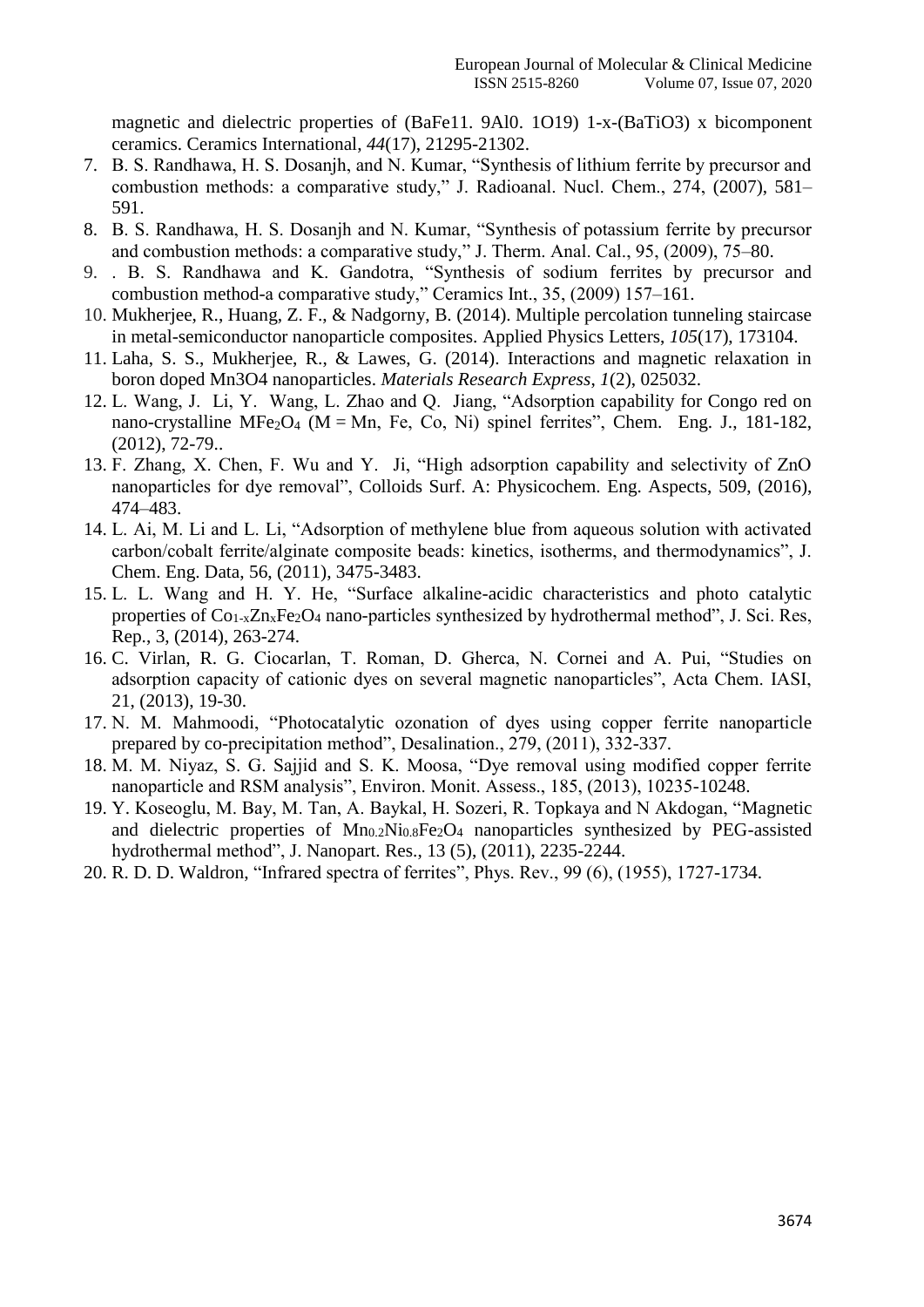magnetic and dielectric properties of (BaFe11. 9Al0. 1O19) 1-x-(BaTiO3) x bicomponent ceramics. Ceramics International, *44*(17), 21295-21302.

7. B. S. Randhawa, H. S. Dosanjh, and N. Kumar, "Synthesis of lithium ferrite by precursor and combustion methods: a comparative study," J. Radioanal. Nucl. Chem., 274, (2007), 581–591.
8. B. S. Randhawa, H. S. Dosanjh and N. Kumar, "Synthesis of potassium ferrite by precursor and combustion methods: a comparative study," J. Therm. Anal. Cal., 95, (2009), 75–80.
9. . B. S. Randhawa and K. Gandotra, "Synthesis of sodium ferrites by precursor and combustion method-a comparative study," Ceramics Int., 35, (2009) 157–161.
10. Mukherjee, R., Huang, Z. F., & Nadgorny, B. (2014). Multiple percolation tunneling staircase in metal-semiconductor nanoparticle composites. Applied Physics Letters, *105*(17), 173104.
11. Laha, S. S., Mukherjee, R., & Lawes, G. (2014). Interactions and magnetic relaxation in boron doped Mn3O4 nanoparticles. *Materials Research Express*, *1*(2), 025032.
12. L. Wang, J. Li, Y. Wang, L. Zhao and Q. Jiang, "Adsorption capability for Congo red on nano-crystalline $MFe_2O_4$ (M = Mn, Fe, Co, Ni) spinel ferrites", Chem. Eng. J., 181-182, (2012), 72-79..
13. F. Zhang, X. Chen, F. Wu and Y. Ji, "High adsorption capability and selectivity of ZnO nanoparticles for dye removal", Colloids Surf. A: Physicochem. Eng. Aspects, 509, (2016), 474–483.
14. L. Ai, M. Li and L. Li, "Adsorption of methylene blue from aqueous solution with activated carbon/cobalt ferrite/alginate composite beads: kinetics, isotherms, and thermodynamics", J. Chem. Eng. Data, 56, (2011), 3475-3483.
15. L. L. Wang and H. Y. He, "Surface alkaline-acidic characteristics and photo catalytic properties of $Co_{1-x}Zn_xFe_2O_4$ nano-particles synthesized by hydrothermal method", J. Sci. Res, Rep., 3, (2014), 263-274.
16. C. Virlan, R. G. Ciocarlan, T. Roman, D. Gherca, N. Cornei and A. Pui, "Studies on adsorption capacity of cationic dyes on several magnetic nanoparticles", Acta Chem. IASI, 21, (2013), 19-30.
17. N. M. Mahmoodi, "Photocatalytic ozonation of dyes using copper ferrite nanoparticle prepared by co-precipitation method", Desalination., 279, (2011), 332-337.
18. M. M. Niyaz, S. G. Sajjid and S. K. Moosa, "Dye removal using modified copper ferrite nanoparticle and RSM analysis", Environ. Monit. Assess., 185, (2013), 10235-10248.
19. Y. Koseoglu, M. Bay, M. Tan, A. Baykal, H. Sozeri, R. Topkaya and N Akdogan, "Magnetic and dielectric properties of $Mn_{0.2}Ni_{0.8}Fe_2O_4$ nanoparticles synthesized by PEG-assisted hydrothermal method", J. Nanopart. Res., 13 (5), (2011), 2235-2244.
20. R. D. D. Waldron, "Infrared spectra of ferrites", Phys. Rev., 99 (6), (1955), 1727-1734.